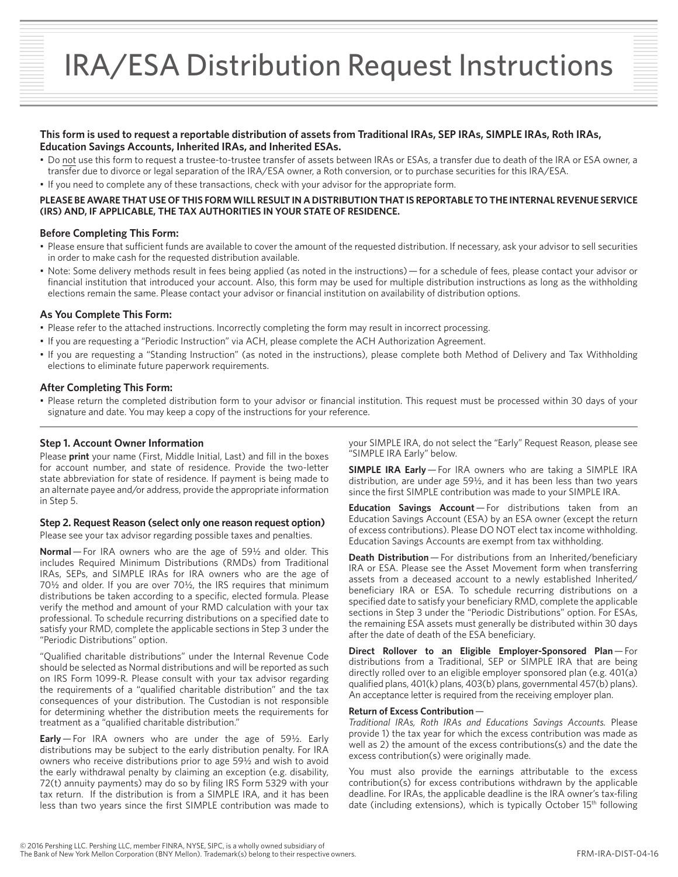# IRA/ESA Distribution Request Instructions

**This form is used to request a reportable distribution of assets from Traditional IRAs, SEP IRAs, SIMPLE IRAs, Roth IRAs, Education Savings Accounts, Inherited IRAs, and Inherited ESAs.**

- Do not use this form to request a trustee-to-trustee transfer of assets between IRAs or ESAs, a transfer due to death of the IRA or ESA owner, a transfer due to divorce or legal separation of the IRA/ESA owner, a Roth conversion, or to purchase securities for this IRA/ESA.
- If you need to complete any of these transactions, check with your advisor for the appropriate form.

**PLEASE BE AWARE THAT USE OF THIS FORM WILL RESULT IN A DISTRIBUTION THAT IS REPORTABLE TO THE INTERNAL REVENUE SERVICE (IRS) AND, IF APPLICABLE, THE TAX AUTHORITIES IN YOUR STATE OF RESIDENCE.**

### Before Completing This Form:

- Please ensure that sufficient funds are available to cover the amount of the requested distribution. If necessary, ask your advisor to sell securities in order to make cash for the requested distribution available.
- Note: Some delivery methods result in fees being applied (as noted in the instructions) — for a schedule of fees, please contact your advisor or financial institution that introduced your account. Also, this form may be used for multiple distribution instructions as long as the withholding elections remain the same. Please contact your advisor or financial institution on availability of distribution options.

### As You Complete This Form:

- Please refer to the attached instructions. Incorrectly completing the form may result in incorrect processing.
- If you are requesting a "Periodic Instruction" via ACH, please complete the ACH Authorization Agreement.
- If you are requesting a "Standing Instruction" (as noted in the instructions), please complete both Method of Delivery and Tax Withholding elections to eliminate future paperwork requirements.

### After Completing This Form:

- Please return the completed distribution form to your advisor or financial institution. This request must be processed within 30 days of your signature and date. You may keep a copy of the instructions for your reference.

---

### Step 1. Account Owner Information

Please **print** your name (First, Middle Initial, Last) and fill in the boxes for account number, and state of residence. Provide the two-letter state abbreviation for state of residence. If payment is being made to an alternate payee and/or address, provide the appropriate information in Step 5.

### Step 2. Request Reason (select only one reason request option)

Please see your tax advisor regarding possible taxes and penalties.

**Normal** — For IRA owners who are the age of 59½ and older. This includes Required Minimum Distributions (RMDs) from Traditional IRAs, SEPs, and SIMPLE IRAs for IRA owners who are the age of 70½ and older. If you are over 70½, the IRS requires that minimum distributions be taken according to a specific, elected formula. Please verify the method and amount of your RMD calculation with your tax professional. To schedule recurring distributions on a specified date to satisfy your RMD, complete the applicable sections in Step 3 under the "Periodic Distributions" option.

"Qualified charitable distributions" under the Internal Revenue Code should be selected as Normal distributions and will be reported as such on IRS Form 1099-R. Please consult with your tax advisor regarding the requirements of a "qualified charitable distribution" and the tax consequences of your distribution. The Custodian is not responsible for determining whether the distribution meets the requirements for treatment as a "qualified charitable distribution."

**Early** — For IRA owners who are under the age of 59½. Early distributions may be subject to the early distribution penalty. For IRA owners who receive distributions prior to age 59½ and wish to avoid the early withdrawal penalty by claiming an exception (e.g. disability, 72(t) annuity payments) may do so by filing IRS Form 5329 with your tax return. If the distribution is from a SIMPLE IRA, and it has been less than two years since the first SIMPLE contribution was made to your SIMPLE IRA, do not select the "Early" Request Reason, please see "SIMPLE IRA Early" below.

**SIMPLE IRA Early** — For IRA owners who are taking a SIMPLE IRA distribution, are under age 59½, and it has been less than two years since the first SIMPLE contribution was made to your SIMPLE IRA.

**Education Savings Account** — For distributions taken from an Education Savings Account (ESA) by an ESA owner (except the return of excess contributions). Please DO NOT elect tax income withholding. Education Savings Accounts are exempt from tax withholding.

**Death Distribution** — For distributions from an Inherited/beneficiary IRA or ESA. Please see the Asset Movement form when transferring assets from a deceased account to a newly established Inherited/beneficiary IRA or ESA. To schedule recurring distributions on a specified date to satisfy your beneficiary RMD, complete the applicable sections in Step 3 under the "Periodic Distributions" option. For ESAs, the remaining ESA assets must generally be distributed within 30 days after the date of death of the ESA beneficiary.

**Direct Rollover to an Eligible Employer-Sponsored Plan** — For distributions from a Traditional, SEP or SIMPLE IRA that are being directly rolled over to an eligible employer sponsored plan (e.g. 401(a) qualified plans, 401(k) plans, 403(b) plans, governmental 457(b) plans). An acceptance letter is required from the receiving employer plan.

**Return of Excess Contribution** —
*Traditional IRAs, Roth IRAs and Educations Savings Accounts.* Please provide 1) the tax year for which the excess contribution was made as well as 2) the amount of the excess contributions(s) and the date the excess contribution(s) were originally made.

You must also provide the earnings attributable to the excess contribution(s) for excess contributions withdrawn by the applicable deadline. For IRAs, the applicable deadline is the IRA owner's tax-filing date (including extensions), which is typically October 15th following

© 2016 Pershing LLC. Pershing LLC, member FINRA, NYSE, SIPC, is a wholly owned subsidiary of The Bank of New York Mellon Corporation (BNY Mellon). Trademark(s) belong to their respective owners.

FRM-IRA-DIST-04-16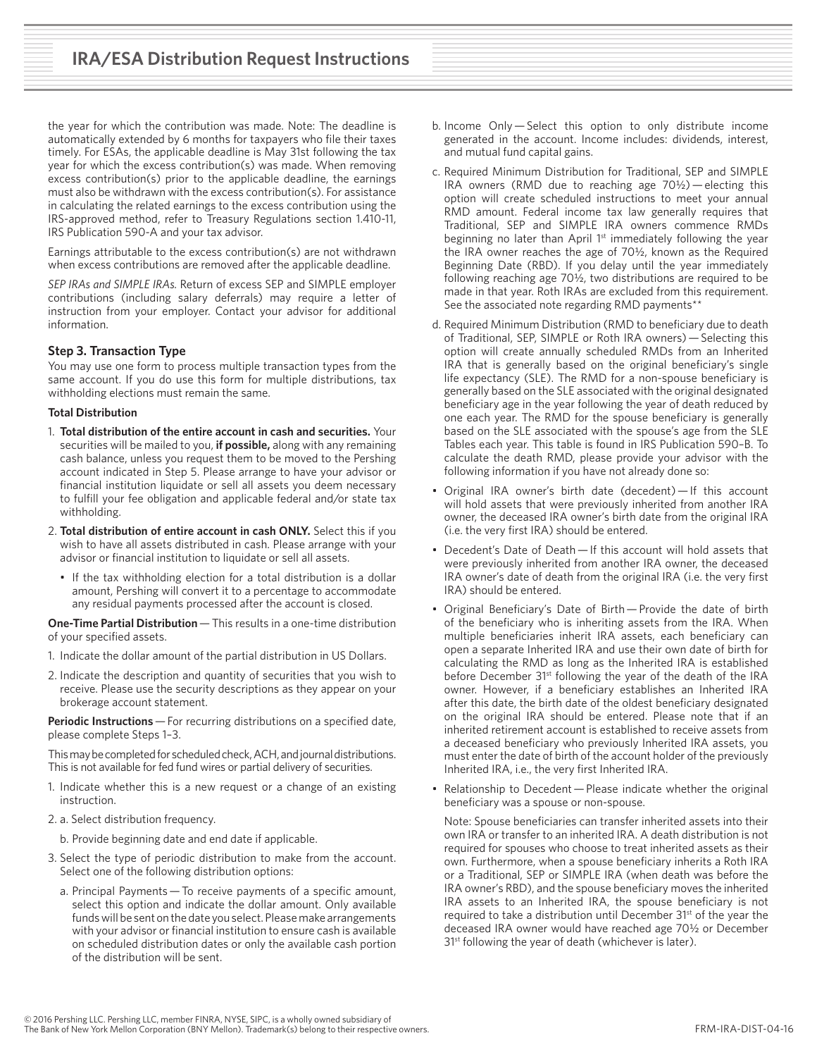the year for which the contribution was made. Note: The deadline is automatically extended by 6 months for taxpayers who file their taxes timely. For ESAs, the applicable deadline is May 31st following the tax year for which the excess contribution(s) was made. When removing excess contribution(s) prior to the applicable deadline, the earnings must also be withdrawn with the excess contribution(s). For assistance in calculating the related earnings to the excess contribution using the IRS-approved method, refer to Treasury Regulations section 1.410-11, IRS Publication 590-A and your tax advisor.

Earnings attributable to the excess contribution(s) are not withdrawn when excess contributions are removed after the applicable deadline.

*SEP IRAs and SIMPLE IRAs.* Return of excess SEP and SIMPLE employer contributions (including salary deferrals) may require a letter of instruction from your employer. Contact your advisor for additional information.

### Step 3. Transaction Type

You may use one form to process multiple transaction types from the same account. If you do use this form for multiple distributions, tax withholding elections must remain the same.

**Total Distribution**

1. **Total distribution of the entire account in cash and securities.** Your securities will be mailed to you, **if possible,** along with any remaining cash balance, unless you request them to be moved to the Pershing account indicated in Step 5. Please arrange to have your advisor or financial institution liquidate or sell all assets you deem necessary to fulfill your fee obligation and applicable federal and/or state tax withholding.
2. **Total distribution of entire account in cash ONLY.** Select this if you wish to have all assets distributed in cash. Please arrange with your advisor or financial institution to liquidate or sell all assets.
   - If the tax withholding election for a total distribution is a dollar amount, Pershing will convert it to a percentage to accommodate any residual payments processed after the account is closed.

**One-Time Partial Distribution** — This results in a one-time distribution of your specified assets.

1. Indicate the dollar amount of the partial distribution in US Dollars.
2. Indicate the description and quantity of securities that you wish to receive. Please use the security descriptions as they appear on your brokerage account statement.

**Periodic Instructions** — For recurring distributions on a specified date, please complete Steps 1–3.

This may be completed for scheduled check, ACH, and journal distributions. This is not available for fed fund wires or partial delivery of securities.

1. Indicate whether this is a new request or a change of an existing instruction.
2. a. Select distribution frequency.

   b. Provide beginning date and end date if applicable.
3. Select the type of periodic distribution to make from the account. Select one of the following distribution options:

   a. Principal Payments — To receive payments of a specific amount, select this option and indicate the dollar amount. Only available funds will be sent on the date you select. Please make arrangements with your advisor or financial institution to ensure cash is available on scheduled distribution dates or only the available cash portion of the distribution will be sent.

   b. Income Only — Select this option to only distribute income generated in the account. Income includes: dividends, interest, and mutual fund capital gains.

   c. Required Minimum Distribution for Traditional, SEP and SIMPLE IRA owners (RMD due to reaching age 70½) — electing this option will create scheduled instructions to meet your annual RMD amount. Federal income tax law generally requires that Traditional, SEP and SIMPLE IRA owners commence RMDs beginning no later than April 1st immediately following the year the IRA owner reaches the age of 70½, known as the Required Beginning Date (RBD). If you delay until the year immediately following reaching age 70½, two distributions are required to be made in that year. Roth IRAs are excluded from this requirement. See the associated note regarding RMD payments**

   d. Required Minimum Distribution (RMD to beneficiary due to death of Traditional, SEP, SIMPLE or Roth IRA owners) — Selecting this option will create annually scheduled RMDs from an Inherited IRA that is generally based on the original beneficiary's single life expectancy (SLE). The RMD for a non-spouse beneficiary is generally based on the SLE associated with the original designated beneficiary age in the year following the year of death reduced by one each year. The RMD for the spouse beneficiary is generally based on the SLE associated with the spouse's age from the SLE Tables each year. This table is found in IRS Publication 590–B. To calculate the death RMD, please provide your advisor with the following information if you have not already done so:

   - Original IRA owner's birth date (decedent) — If this account will hold assets that were previously inherited from another IRA owner, the deceased IRA owner's birth date from the original IRA (i.e. the very first IRA) should be entered.
   - Decedent's Date of Death — If this account will hold assets that were previously inherited from another IRA owner, the deceased IRA owner's date of death from the original IRA (i.e. the very first IRA) should be entered.
   - Original Beneficiary's Date of Birth — Provide the date of birth of the beneficiary who is inheriting assets from the IRA. When multiple beneficiaries inherit IRA assets, each beneficiary can open a separate Inherited IRA and use their own date of birth for calculating the RMD as long as the Inherited IRA is established before December 31st following the year of the death of the IRA owner. However, if a beneficiary establishes an Inherited IRA after this date, the birth date of the oldest beneficiary designated on the original IRA should be entered. Please note that if an inherited retirement account is established to receive assets from a deceased beneficiary who previously Inherited IRA assets, you must enter the date of birth of the account holder of the previously Inherited IRA, i.e., the very first Inherited IRA.
   - Relationship to Decedent — Please indicate whether the original beneficiary was a spouse or non-spouse.

   Note: Spouse beneficiaries can transfer inherited assets into their own IRA or transfer to an inherited IRA. A death distribution is not required for spouses who choose to treat inherited assets as their own. Furthermore, when a spouse beneficiary inherits a Roth IRA or a Traditional, SEP or SIMPLE IRA (when death was before the IRA owner's RBD), and the spouse beneficiary moves the inherited IRA assets to an Inherited IRA, the spouse beneficiary is not required to take a distribution until December 31st of the year the deceased IRA owner would have reached age 70½ or December 31st following the year of death (whichever is later).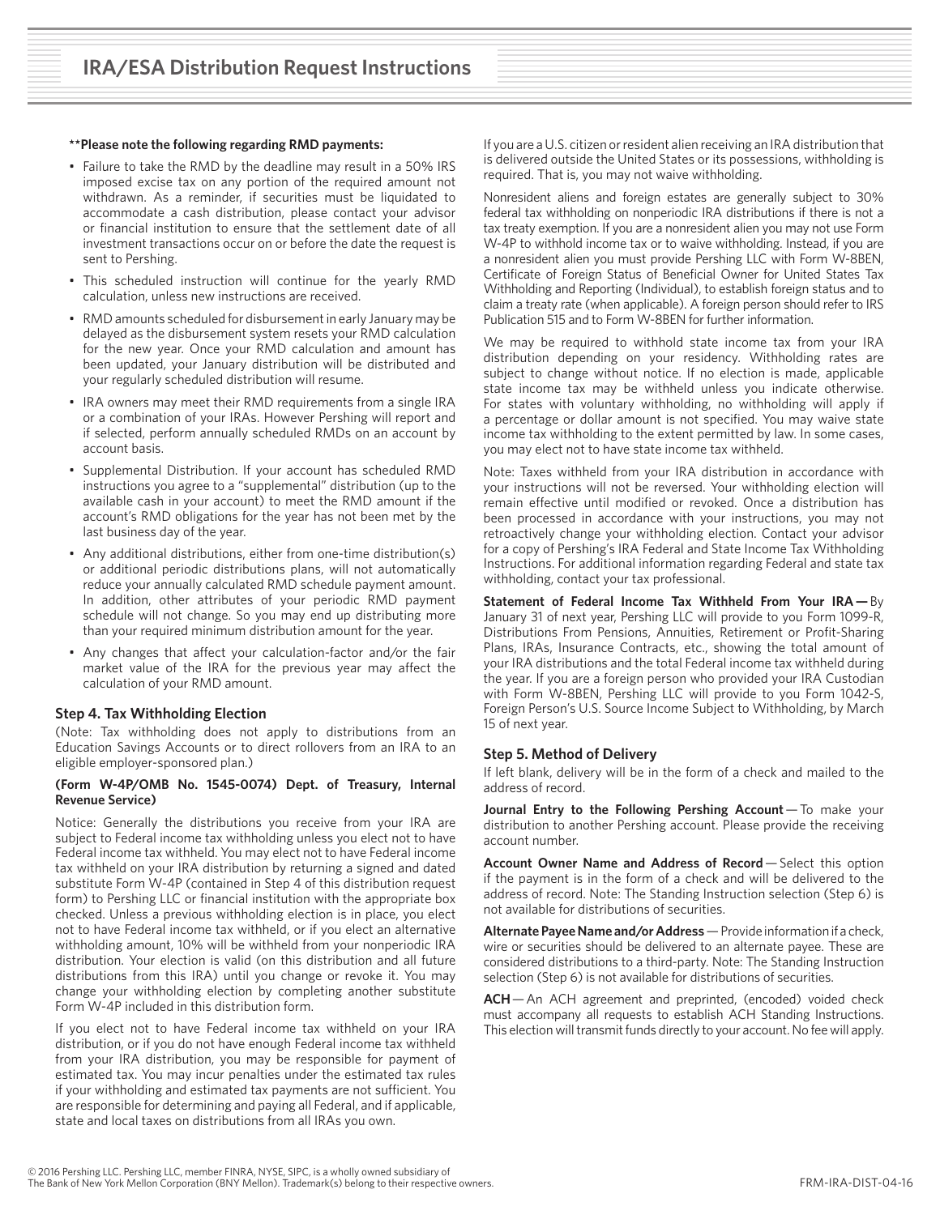# IRA/ESA Distribution Request Instructions

**\*\*Please note the following regarding RMD payments:**

- Failure to take the RMD by the deadline may result in a 50% IRS imposed excise tax on any portion of the required amount not withdrawn. As a reminder, if securities must be liquidated to accommodate a cash distribution, please contact your advisor or financial institution to ensure that the settlement date of all investment transactions occur on or before the date the request is sent to Pershing.
- This scheduled instruction will continue for the yearly RMD calculation, unless new instructions are received.
- RMD amounts scheduled for disbursement in early January may be delayed as the disbursement system resets your RMD calculation for the new year. Once your RMD calculation and amount has been updated, your January distribution will be distributed and your regularly scheduled distribution will resume.
- IRA owners may meet their RMD requirements from a single IRA or a combination of your IRAs. However Pershing will report and if selected, perform annually scheduled RMDs on an account by account basis.
- Supplemental Distribution. If your account has scheduled RMD instructions you agree to a "supplemental" distribution (up to the available cash in your account) to meet the RMD amount if the account's RMD obligations for the year has not been met by the last business day of the year.
- Any additional distributions, either from one-time distribution(s) or additional periodic distributions plans, will not automatically reduce your annually calculated RMD schedule payment amount. In addition, other attributes of your periodic RMD payment schedule will not change. So you may end up distributing more than your required minimum distribution amount for the year.
- Any changes that affect your calculation-factor and/or the fair market value of the IRA for the previous year may affect the calculation of your RMD amount.

### Step 4. Tax Withholding Election

(Note: Tax withholding does not apply to distributions from an Education Savings Accounts or to direct rollovers from an IRA to an eligible employer-sponsored plan.)

**(Form W-4P/OMB No. 1545-0074) Dept. of Treasury, Internal Revenue Service)**

Notice: Generally the distributions you receive from your IRA are subject to Federal income tax withholding unless you elect not to have Federal income tax withheld. You may elect not to have Federal income tax withheld on your IRA distribution by returning a signed and dated substitute Form W-4P (contained in Step 4 of this distribution request form) to Pershing LLC or financial institution with the appropriate box checked. Unless a previous withholding election is in place, you elect not to have Federal income tax withheld, or if you elect an alternative withholding amount, 10% will be withheld from your nonperiodic IRA distribution. Your election is valid (on this distribution and all future distributions from this IRA) until you change or revoke it. You may change your withholding election by completing another substitute Form W-4P included in this distribution form.

If you elect not to have Federal income tax withheld on your IRA distribution, or if you do not have enough Federal income tax withheld from your IRA distribution, you may be responsible for payment of estimated tax. You may incur penalties under the estimated tax rules if your withholding and estimated tax payments are not sufficient. You are responsible for determining and paying all Federal, and if applicable, state and local taxes on distributions from all IRAs you own.

If you are a U.S. citizen or resident alien receiving an IRA distribution that is delivered outside the United States or its possessions, withholding is required. That is, you may not waive withholding.

Nonresident aliens and foreign estates are generally subject to 30% federal tax withholding on nonperiodic IRA distributions if there is not a tax treaty exemption. If you are a nonresident alien you may not use Form W-4P to withhold income tax or to waive withholding. Instead, if you are a nonresident alien you must provide Pershing LLC with Form W-8BEN, Certificate of Foreign Status of Beneficial Owner for United States Tax Withholding and Reporting (Individual), to establish foreign status and to claim a treaty rate (when applicable). A foreign person should refer to IRS Publication 515 and to Form W-8BEN for further information.

We may be required to withhold state income tax from your IRA distribution depending on your residency. Withholding rates are subject to change without notice. If no election is made, applicable state income tax may be withheld unless you indicate otherwise. For states with voluntary withholding, no withholding will apply if a percentage or dollar amount is not specified. You may waive state income tax withholding to the extent permitted by law. In some cases, you may elect not to have state income tax withheld.

Note: Taxes withheld from your IRA distribution in accordance with your instructions will not be reversed. Your withholding election will remain effective until modified or revoked. Once a distribution has been processed in accordance with your instructions, you may not retroactively change your withholding election. Contact your advisor for a copy of Pershing's IRA Federal and State Income Tax Withholding Instructions. For additional information regarding Federal and state tax withholding, contact your tax professional.

**Statement of Federal Income Tax Withheld From Your IRA —** By January 31 of next year, Pershing LLC will provide to you Form 1099-R, Distributions From Pensions, Annuities, Retirement or Profit-Sharing Plans, IRAs, Insurance Contracts, etc., showing the total amount of your IRA distributions and the total Federal income tax withheld during the year. If you are a foreign person who provided your IRA Custodian with Form W-8BEN, Pershing LLC will provide to you Form 1042-S, Foreign Person's U.S. Source Income Subject to Withholding, by March 15 of next year.

### Step 5. Method of Delivery

If left blank, delivery will be in the form of a check and mailed to the address of record.

**Journal Entry to the Following Pershing Account** — To make your distribution to another Pershing account. Please provide the receiving account number.

**Account Owner Name and Address of Record** — Select this option if the payment is in the form of a check and will be delivered to the address of record. Note: The Standing Instruction selection (Step 6) is not available for distributions of securities.

**Alternate Payee Name and/or Address** — Provide information if a check, wire or securities should be delivered to an alternate payee. These are considered distributions to a third-party. Note: The Standing Instruction selection (Step 6) is not available for distributions of securities.

**ACH** — An ACH agreement and preprinted, (encoded) voided check must accompany all requests to establish ACH Standing Instructions. This election will transmit funds directly to your account. No fee will apply.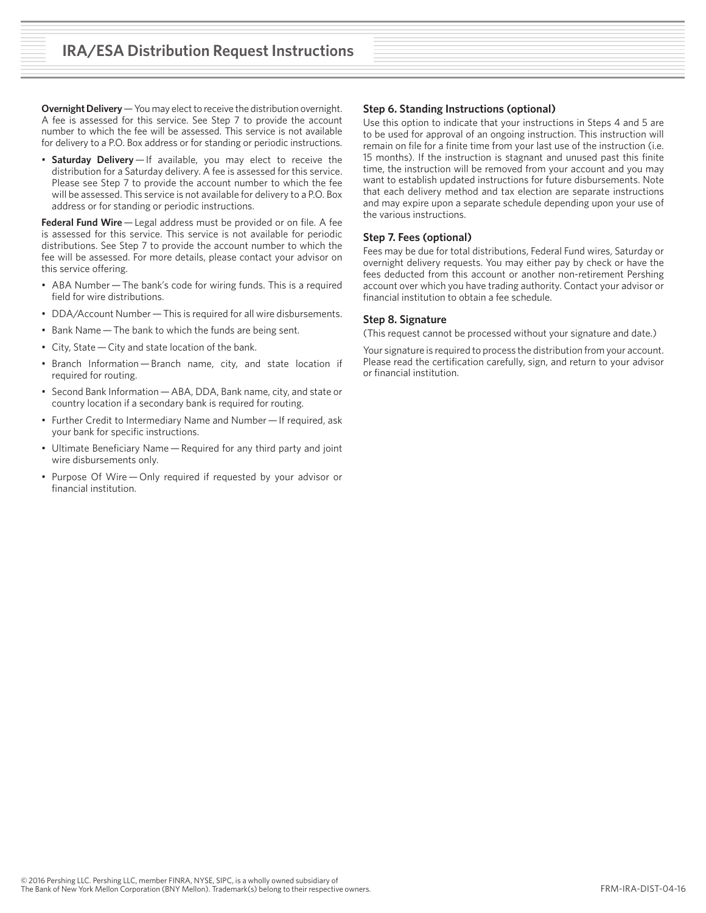**Overnight Delivery** — You may elect to receive the distribution overnight. A fee is assessed for this service. See Step 7 to provide the account number to which the fee will be assessed. This service is not available for delivery to a P.O. Box address or for standing or periodic instructions.

- **Saturday Delivery** — If available, you may elect to receive the distribution for a Saturday delivery. A fee is assessed for this service. Please see Step 7 to provide the account number to which the fee will be assessed. This service is not available for delivery to a P.O. Box address or for standing or periodic instructions.

**Federal Fund Wire** — Legal address must be provided or on file. A fee is assessed for this service. This service is not available for periodic distributions. See Step 7 to provide the account number to which the fee will be assessed. For more details, please contact your advisor on this service offering.

- ABA Number — The bank's code for wiring funds. This is a required field for wire distributions.
- DDA/Account Number — This is required for all wire disbursements.
- Bank Name — The bank to which the funds are being sent.
- City, State — City and state location of the bank.
- Branch Information — Branch name, city, and state location if required for routing.
- Second Bank Information — ABA, DDA, Bank name, city, and state or country location if a secondary bank is required for routing.
- Further Credit to Intermediary Name and Number — If required, ask your bank for specific instructions.
- Ultimate Beneficiary Name — Required for any third party and joint wire disbursements only.
- Purpose Of Wire — Only required if requested by your advisor or financial institution.

### Step 6. Standing Instructions (optional)

Use this option to indicate that your instructions in Steps 4 and 5 are to be used for approval of an ongoing instruction. This instruction will remain on file for a finite time from your last use of the instruction (i.e. 15 months). If the instruction is stagnant and unused past this finite time, the instruction will be removed from your account and you may want to establish updated instructions for future disbursements. Note that each delivery method and tax election are separate instructions and may expire upon a separate schedule depending upon your use of the various instructions.

### Step 7. Fees (optional)

Fees may be due for total distributions, Federal Fund wires, Saturday or overnight delivery requests. You may either pay by check or have the fees deducted from this account or another non-retirement Pershing account over which you have trading authority. Contact your advisor or financial institution to obtain a fee schedule.

### Step 8. Signature

(This request cannot be processed without your signature and date.)

Your signature is required to process the distribution from your account. Please read the certification carefully, sign, and return to your advisor or financial institution.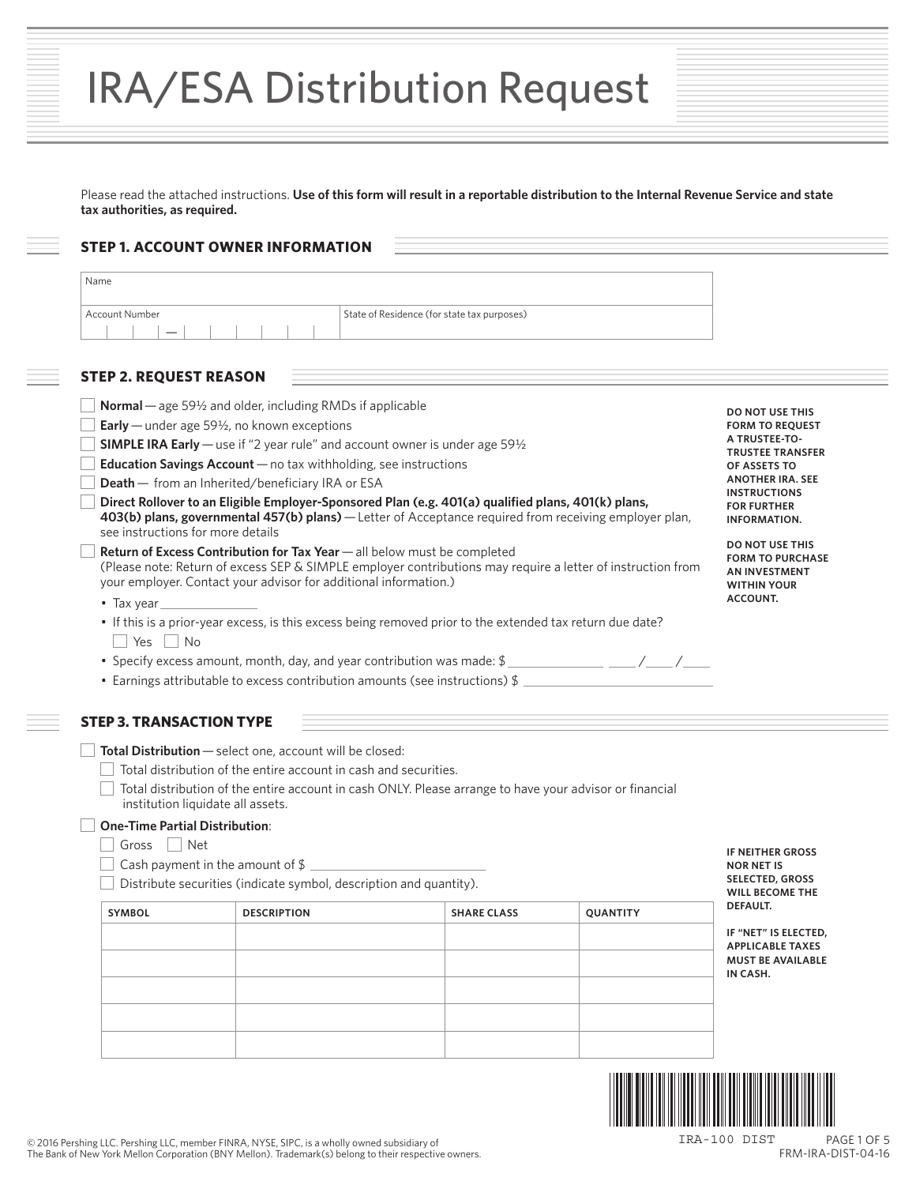# IRA/ESA Distribution Request

Please read the attached instructions. **Use of this form will result in a reportable distribution to the Internal Revenue Service and state tax authorities, as required.**

## STEP 1. ACCOUNT OWNER INFORMATION

| Name | |
|---|---|
| Account Number | State of Residence (for state tax purposes) |

## STEP 2. REQUEST REASON

**DO NOT USE THIS FORM TO REQUEST A TRUSTEE-TO-TRUSTEE TRANSFER OF ASSETS TO ANOTHER IRA. SEE INSTRUCTIONS FOR FURTHER INFORMATION.**

**DO NOT USE THIS FORM TO PURCHASE AN INVESTMENT WITHIN YOUR ACCOUNT.**

- ☐ **Normal** — age 59½ and older, including RMDs if applicable
- ☐ **Early** — under age 59½, no known exceptions
- ☐ **SIMPLE IRA Early** — use if "2 year rule" and account owner is under age 59½
- ☐ **Education Savings Account** — no tax withholding, see instructions
- ☐ **Death** — from an Inherited/beneficiary IRA or ESA
- ☐ **Direct Rollover to an Eligible Employer-Sponsored Plan (e.g. 401(a) qualified plans, 401(k) plans, 403(b) plans, governmental 457(b) plans)** — Letter of Acceptance required from receiving employer plan, see instructions for more details
- ☐ **Return of Excess Contribution for Tax Year** — all below must be completed (Please note: Return of excess SEP & SIMPLE employer contributions may require a letter of instruction from your employer. Contact your advisor for additional information.)
  - Tax year ______________
  - If this is a prior-year excess, is this excess being removed prior to the extended tax return due date?
    ☐ Yes ☐ No
  - Specify excess amount, month, day, and year contribution was made: $______________ ____/____/____
  - Earnings attributable to excess contribution amounts (see instructions) $ ______________

## STEP 3. TRANSACTION TYPE

- ☐ **Total Distribution** — select one, account will be closed:
  - ☐ Total distribution of the entire account in cash and securities.
  - ☐ Total distribution of the entire account in cash ONLY. Please arrange to have your advisor or financial institution liquidate all assets.
- ☐ **One-Time Partial Distribution**:
  - ☐ Gross ☐ Net
  - ☐ Cash payment in the amount of $ ______________
  - ☐ Distribute securities (indicate symbol, description and quantity).

**IF NEITHER GROSS NOR NET IS SELECTED, GROSS WILL BECOME THE DEFAULT.**

**IF "NET" IS ELECTED, APPLICABLE TAXES MUST BE AVAILABLE IN CASH.**

| SYMBOL | DESCRIPTION | SHARE CLASS | QUANTITY |
|---|---|---|---|
| | | | |
| | | | |
| | | | |
| | | | |
| | | | |

© 2016 Pershing LLC. Pershing LLC, member FINRA, NYSE, SIPC, is a wholly owned subsidiary of The Bank of New York Mellon Corporation (BNY Mellon). Trademark(s) belong to their respective owners.

IRA-100 DIST

FRM-IRA-DIST-04-16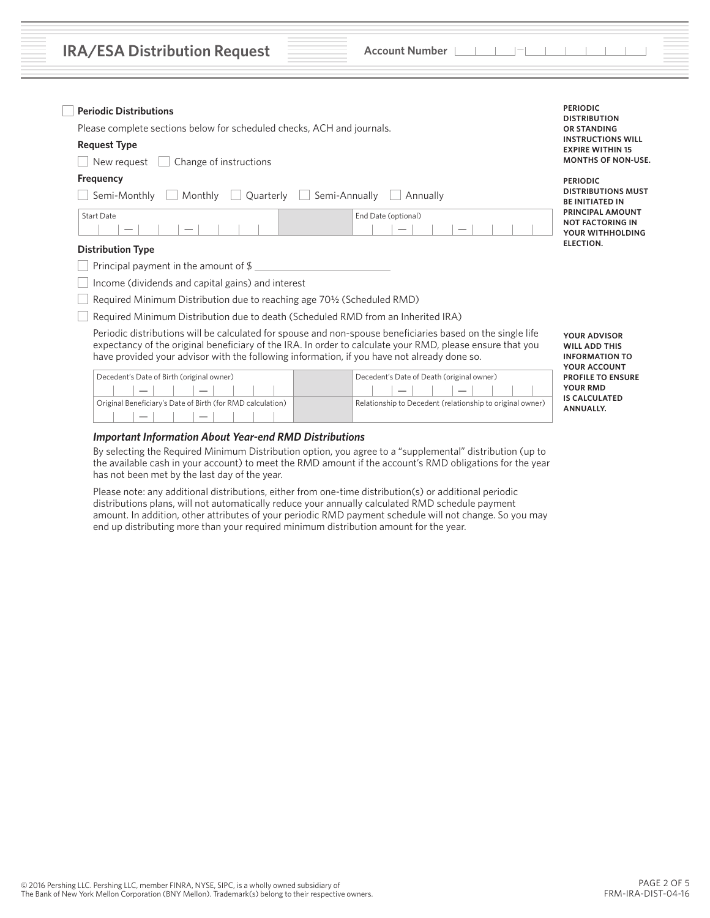## IRA/ESA Distribution Request

Account Number

☐ **Periodic Distributions**

Please complete sections below for scheduled checks, ACH and journals.

**Request Type**

☐ New request ☐ Change of instructions

**Frequency**

☐ Semi-Monthly ☐ Monthly ☐ Quarterly ☐ Semi-Annually ☐ Annually

| Start Date | End Date (optional) |
| --- | --- |
| — — | — — |

**Distribution Type**

☐ Principal payment in the amount of $ ________________________

☐ Income (dividends and capital gains) and interest

☐ Required Minimum Distribution due to reaching age 70½ (Scheduled RMD)

☐ Required Minimum Distribution due to death (Scheduled RMD from an Inherited IRA)

Periodic distributions will be calculated for spouse and non-spouse beneficiaries based on the single life expectancy of the original beneficiary of the IRA. In order to calculate your RMD, please ensure that you have provided your advisor with the following information, if you have not already done so.

| Decedent's Date of Birth (original owner) | Decedent's Date of Death (original owner) |
| --- | --- |
| — — | — — |
| **Original Beneficiary's Date of Birth (for RMD calculation)** | **Relationship to Decedent (relationship to original owner)** |
| — — | |

### *Important Information About Year-end RMD Distributions*

By selecting the Required Minimum Distribution option, you agree to a "supplemental" distribution (up to the available cash in your account) to meet the RMD amount if the account's RMD obligations for the year has not been met by the last day of the year.

Please note: any additional distributions, either from one-time distribution(s) or additional periodic distributions plans, will not automatically reduce your annually calculated RMD schedule payment amount. In addition, other attributes of your periodic RMD payment schedule will not change. So you may end up distributing more than your required minimum distribution amount for the year.

**PERIODIC DISTRIBUTION OR STANDING INSTRUCTIONS WILL EXPIRE WITHIN 15 MONTHS OF NON-USE.**

**PERIODIC DISTRIBUTIONS MUST BE INITIATED IN PRINCIPAL AMOUNT NOT FACTORING IN YOUR WITHHOLDING ELECTION.**

**YOUR ADVISOR WILL ADD THIS INFORMATION TO YOUR ACCOUNT PROFILE TO ENSURE YOUR RMD IS CALCULATED ANNUALLY.**

© 2016 Pershing LLC. Pershing LLC, member FINRA, NYSE, SIPC, is a wholly owned subsidiary of The Bank of New York Mellon Corporation (BNY Mellon). Trademark(s) belong to their respective owners.

FRM-IRA-DIST-04-16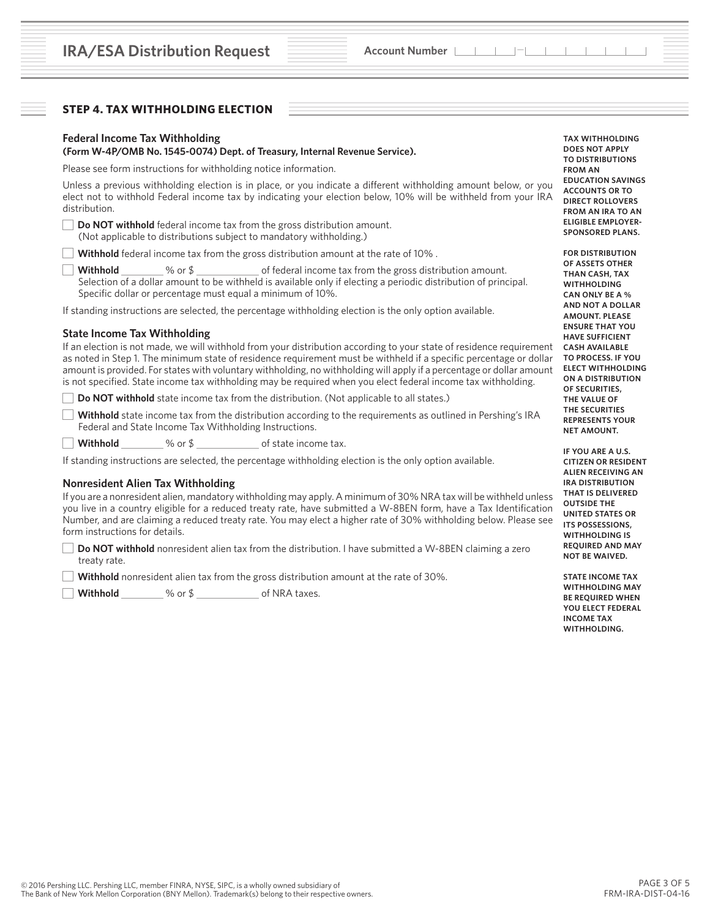## IRA/ESA Distribution Request

Account Number

### STEP 4. TAX WITHHOLDING ELECTION

#### Federal Income Tax Withholding

**(Form W-4P/OMB No. 1545-0074) Dept. of Treasury, Internal Revenue Service).**

Please see form instructions for withholding notice information.

Unless a previous withholding election is in place, or you indicate a different withholding amount below, or you elect not to withhold Federal income tax by indicating your election below, 10% will be withheld from your IRA distribution.

- ☐ **Do NOT withhold** federal income tax from the gross distribution amount. (Not applicable to distributions subject to mandatory withholding.)
- ☐ **Withhold** federal income tax from the gross distribution amount at the rate of 10% .
- ☐ **Withhold** ________ % or $ ____________ of federal income tax from the gross distribution amount. Selection of a dollar amount to be withheld is available only if electing a periodic distribution of principal. Specific dollar or percentage must equal a minimum of 10%.

If standing instructions are selected, the percentage withholding election is the only option available.

#### State Income Tax Withholding

If an election is not made, we will withhold from your distribution according to your state of residence requirement as noted in Step 1. The minimum state of residence requirement must be withheld if a specific percentage or dollar amount is provided. For states with voluntary withholding, no withholding will apply if a percentage or dollar amount is not specified. State income tax withholding may be required when you elect federal income tax withholding.

- ☐ **Do NOT withhold** state income tax from the distribution. (Not applicable to all states.)
- ☐ **Withhold** state income tax from the distribution according to the requirements as outlined in Pershing's IRA Federal and State Income Tax Withholding Instructions.
- ☐ **Withhold** ________ % or $ ____________ of state income tax.

If standing instructions are selected, the percentage withholding election is the only option available.

#### Nonresident Alien Tax Withholding

If you are a nonresident alien, mandatory withholding may apply. A minimum of 30% NRA tax will be withheld unless you live in a country eligible for a reduced treaty rate, have submitted a W-8BEN form, have a Tax Identification Number, and are claiming a reduced treaty rate. You may elect a higher rate of 30% withholding below. Please see form instructions for details.

- ☐ **Do NOT withhold** nonresident alien tax from the distribution. I have submitted a W-8BEN claiming a zero treaty rate.
- ☐ **Withhold** nonresident alien tax from the gross distribution amount at the rate of 30%.
- ☐ **Withhold** ________ % or $ ____________ of NRA taxes.

**TAX WITHHOLDING DOES NOT APPLY TO DISTRIBUTIONS FROM AN EDUCATION SAVINGS ACCOUNTS OR TO DIRECT ROLLOVERS FROM AN IRA TO AN ELIGIBLE EMPLOYER-SPONSORED PLANS.**

**FOR DISTRIBUTION OF ASSETS OTHER THAN CASH, TAX WITHHOLDING CAN ONLY BE A % AND NOT A DOLLAR AMOUNT. PLEASE ENSURE THAT YOU HAVE SUFFICIENT CASH AVAILABLE TO PROCESS. IF YOU ELECT WITHHOLDING ON A DISTRIBUTION OF SECURITIES, THE VALUE OF THE SECURITIES REPRESENTS YOUR NET AMOUNT.**

**IF YOU ARE A U.S. CITIZEN OR RESIDENT ALIEN RECEIVING AN IRA DISTRIBUTION THAT IS DELIVERED OUTSIDE THE UNITED STATES OR ITS POSSESSIONS, WITHHOLDING IS REQUIRED AND MAY NOT BE WAIVED.**

**STATE INCOME TAX WITHHOLDING MAY BE REQUIRED WHEN YOU ELECT FEDERAL INCOME TAX WITHHOLDING.**

© 2016 Pershing LLC. Pershing LLC, member FINRA, NYSE, SIPC, is a wholly owned subsidiary of The Bank of New York Mellon Corporation (BNY Mellon). Trademark(s) belong to their respective owners.

FRM-IRA-DIST-04-16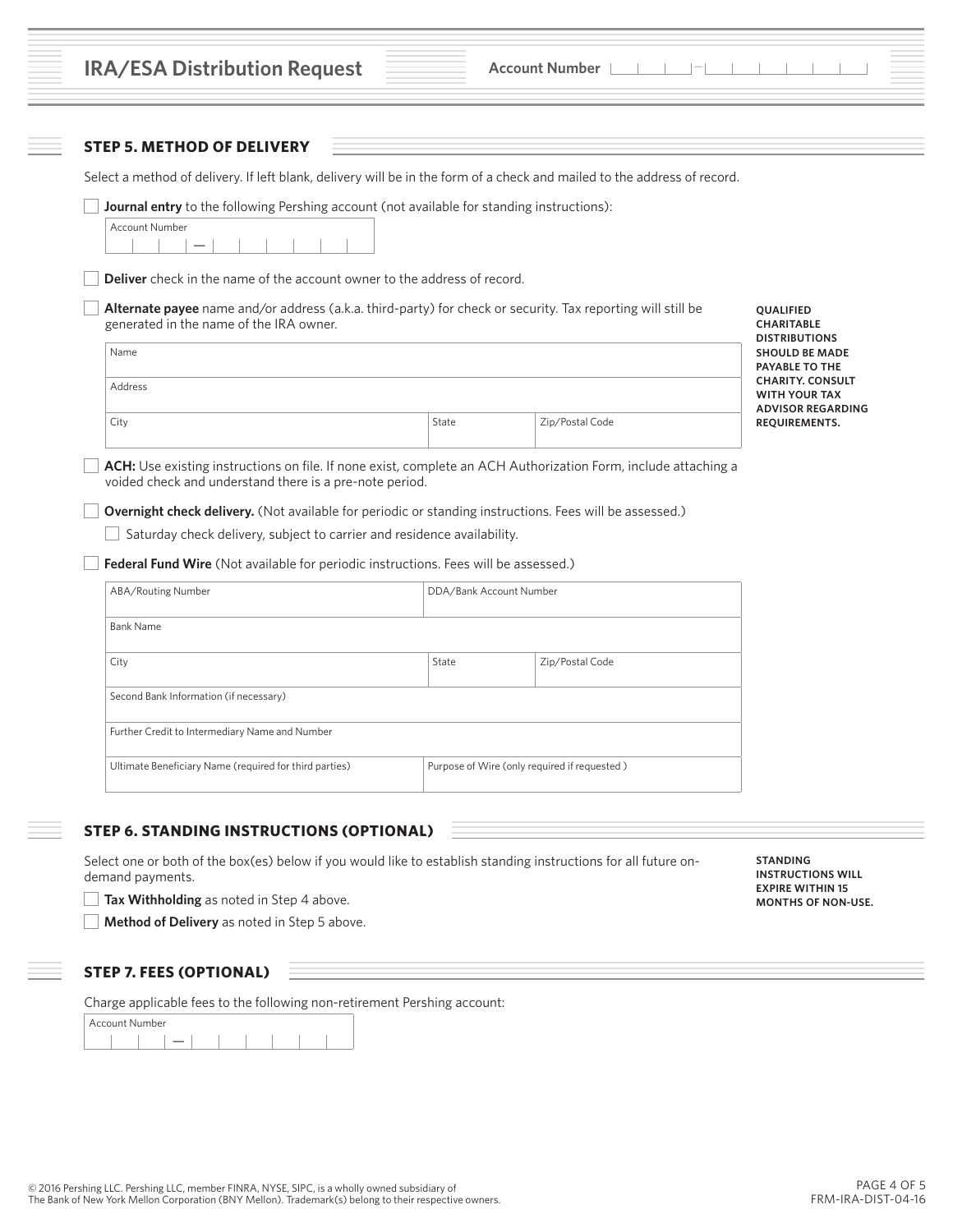# IRA/ESA Distribution Request

Account Number

## STEP 5. METHOD OF DELIVERY

Select a method of delivery. If left blank, delivery will be in the form of a check and mailed to the address of record.

☐ **Journal entry** to the following Pershing account (not available for standing instructions):

| Account Number |
|---|
| |

☐ **Deliver** check in the name of the account owner to the address of record.

☐ **Alternate payee** name and/or address (a.k.a. third-party) for check or security. Tax reporting will still be generated in the name of the IRA owner.

| Name | | |
|---|---|---|
| Address | | |
| City | State | Zip/Postal Code |

**QUALIFIED CHARITABLE DISTRIBUTIONS SHOULD BE MADE PAYABLE TO THE CHARITY. CONSULT WITH YOUR TAX ADVISOR REGARDING REQUIREMENTS.**

☐ **ACH:** Use existing instructions on file. If none exist, complete an ACH Authorization Form, include attaching a voided check and understand there is a pre-note period.

☐ **Overnight check delivery.** (Not available for periodic or standing instructions. Fees will be assessed.)

☐ Saturday check delivery, subject to carrier and residence availability.

☐ **Federal Fund Wire** (Not available for periodic instructions. Fees will be assessed.)

| ABA/Routing Number | DDA/Bank Account Number | |
|---|---|---|
| Bank Name | | |
| City | State | Zip/Postal Code |
| Second Bank Information (if necessary) | | |
| Further Credit to Intermediary Name and Number | | |
| Ultimate Beneficiary Name (required for third parties) | Purpose of Wire (only required if requested ) | |

## STEP 6. STANDING INSTRUCTIONS (OPTIONAL)

Select one or both of the box(es) below if you would like to establish standing instructions for all future on-demand payments.

☐ **Tax Withholding** as noted in Step 4 above.

☐ **Method of Delivery** as noted in Step 5 above.

**STANDING INSTRUCTIONS WILL EXPIRE WITHIN 15 MONTHS OF NON-USE.**

## STEP 7. FEES (OPTIONAL)

Charge applicable fees to the following non-retirement Pershing account:

| Account Number |
|---|
| |

© 2016 Pershing LLC. Pershing LLC, member FINRA, NYSE, SIPC, is a wholly owned subsidiary of The Bank of New York Mellon Corporation (BNY Mellon). Trademark(s) belong to their respective owners.

FRM-IRA-DIST-04-16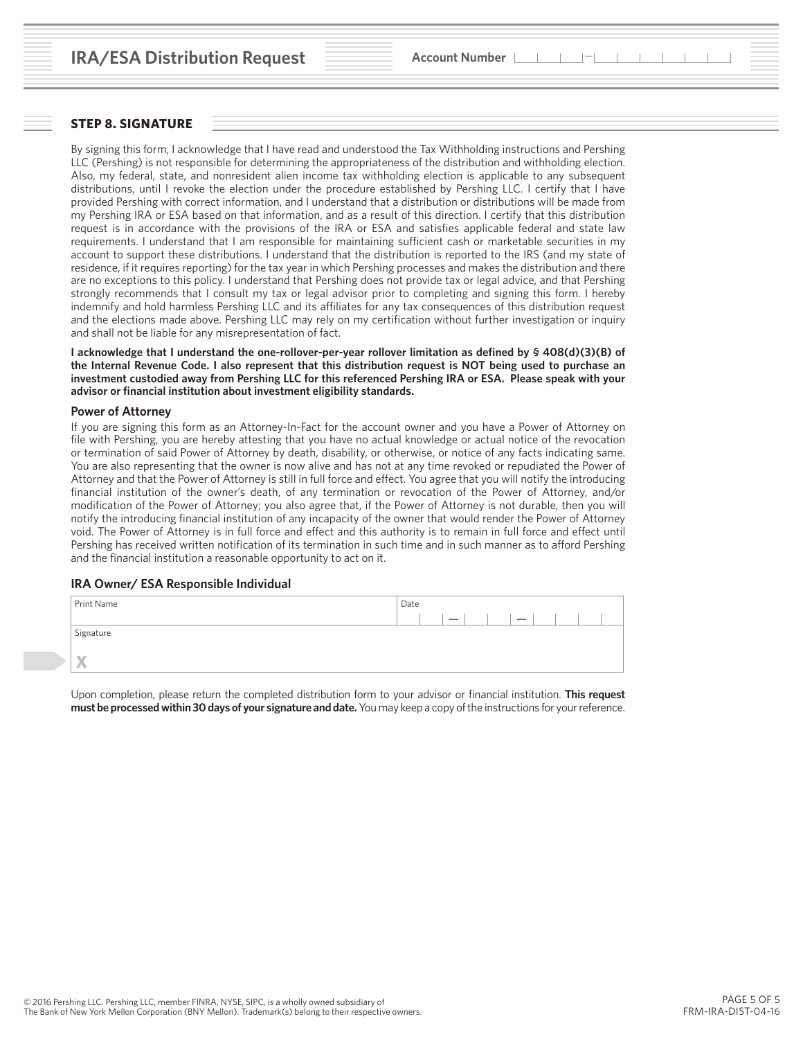## STEP 8. SIGNATURE

By signing this form, I acknowledge that I have read and understood the Tax Withholding instructions and Pershing LLC (Pershing) is not responsible for determining the appropriateness of the distribution and withholding election. Also, my federal, state, and nonresident alien income tax withholding election is applicable to any subsequent distributions, until I revoke the election under the procedure established by Pershing LLC. I certify that I have provided Pershing with correct information, and I understand that a distribution or distributions will be made from my Pershing IRA or ESA based on that information, and as a result of this direction. I certify that this distribution request is in accordance with the provisions of the IRA or ESA and satisfies applicable federal and state law requirements. I understand that I am responsible for maintaining sufficient cash or marketable securities in my account to support these distributions. I understand that the distribution is reported to the IRS (and my state of residence, if it requires reporting) for the tax year in which Pershing processes and makes the distribution and there are no exceptions to this policy. I understand that Pershing does not provide tax or legal advice, and that Pershing strongly recommends that I consult my tax or legal advisor prior to completing and signing this form. I hereby indemnify and hold harmless Pershing LLC and its affiliates for any tax consequences of this distribution request and the elections made above. Pershing LLC may rely on my certification without further investigation or inquiry and shall not be liable for any misrepresentation of fact.

**I acknowledge that I understand the one-rollover-per-year rollover limitation as defined by § 408(d)(3)(B) of the Internal Revenue Code. I also represent that this distribution request is NOT being used to purchase an investment custodied away from Pershing LLC for this referenced Pershing IRA or ESA. Please speak with your advisor or financial institution about investment eligibility standards.**

### Power of Attorney

If you are signing this form as an Attorney-In-Fact for the account owner and you have a Power of Attorney on file with Pershing, you are hereby attesting that you have no actual knowledge or actual notice of the revocation or termination of said Power of Attorney by death, disability, or otherwise, or notice of any facts indicating same. You are also representing that the owner is now alive and has not at any time revoked or repudiated the Power of Attorney and that the Power of Attorney is still in full force and effect. You agree that you will notify the introducing financial institution of the owner's death, of any termination or revocation of the Power of Attorney, and/or modification of the Power of Attorney; you also agree that, if the Power of Attorney is not durable, then you will notify the introducing financial institution of any incapacity of the owner that would render the Power of Attorney void. The Power of Attorney is in full force and effect and this authority is to remain in full force and effect until Pershing has received written notification of its termination in such time and in such manner as to afford Pershing and the financial institution a reasonable opportunity to act on it.

### IRA Owner/ ESA Responsible Individual

| | |
|---|---|
| Print Name | Date __ __ — __ __ — __ __ __ __ |
| Signature X | |

Upon completion, please return the completed distribution form to your advisor or financial institution. **This request must be processed within 30 days of your signature and date.** You may keep a copy of the instructions for your reference.

© 2016 Pershing LLC. Pershing LLC, member FINRA, NYSE, SIPC, is a wholly owned subsidiary of The Bank of New York Mellon Corporation (BNY Mellon). Trademark(s) belong to their respective owners.